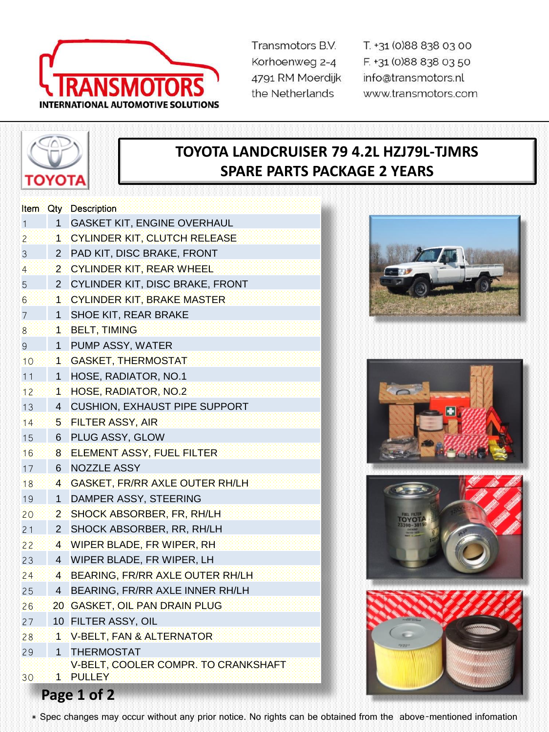TRANSMOTORS
INTERNATIONAL AUTOMOTIVE SOLUTIONS

Transmotors B.V.
Korhoenweg 2-4
4791 RM Moerdijk
the Netherlands

T. +31 (0)88 838 03 00
F. +31 (0)88 838 03 50
info@transmotors.nl
www.transmotors.com

TOYOTA

# TOYOTA LANDCRUISER 79 4.2L HZJ79L-TJMRS
# SPARE PARTS PACKAGE 2 YEARS

| Item | Qty | Description |
|---|---|---|
| 1 | 1 | GASKET KIT, ENGINE OVERHAUL |
| 2 | 1 | CYLINDER KIT, CLUTCH RELEASE |
| 3 | 2 | PAD KIT, DISC BRAKE, FRONT |
| 4 | 2 | CYLINDER KIT, REAR WHEEL |
| 5 | 2 | CYLINDER KIT, DISC BRAKE, FRONT |
| 6 | 1 | CYLINDER KIT, BRAKE MASTER |
| 7 | 1 | SHOE KIT, REAR BRAKE |
| 8 | 1 | BELT, TIMING |
| 9 | 1 | PUMP ASSY, WATER |
| 10 | 1 | GASKET, THERMOSTAT |
| 11 | 1 | HOSE, RADIATOR, NO.1 |
| 12 | 1 | HOSE, RADIATOR, NO.2 |
| 13 | 4 | CUSHION, EXHAUST PIPE SUPPORT |
| 14 | 5 | FILTER ASSY, AIR |
| 15 | 6 | PLUG ASSY, GLOW |
| 16 | 8 | ELEMENT ASSY, FUEL FILTER |
| 17 | 6 | NOZZLE ASSY |
| 18 | 4 | GASKET, FR/RR AXLE OUTER RH/LH |
| 19 | 1 | DAMPER ASSY, STEERING |
| 20 | 2 | SHOCK ABSORBER, FR, RH/LH |
| 21 | 2 | SHOCK ABSORBER, RR, RH/LH |
| 22 | 4 | WIPER BLADE, FR WIPER, RH |
| 23 | 4 | WIPER BLADE, FR WIPER, LH |
| 24 | 4 | BEARING, FR/RR AXLE OUTER RH/LH |
| 25 | 4 | BEARING, FR/RR AXLE INNER RH/LH |
| 26 | 20 | GASKET, OIL PAN DRAIN PLUG |
| 27 | 10 | FILTER ASSY, OIL |
| 28 | 1 | V-BELT, FAN & ALTERNATOR |
| 29 | 1 | THERMOSTAT |
| 30 | 1 | V-BELT, COOLER COMPR. TO CRANKSHAFT PULLEY |

* Spec changes may occur without any prior notice. No rights can be obtained from the above-mentioned infomation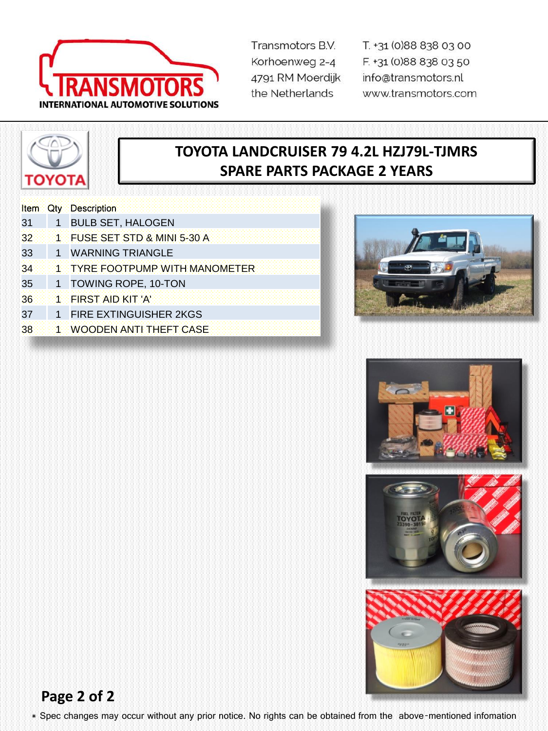Transmotors B.V.
Korhoenweg 2-4
4791 RM Moerdijk
the Netherlands

T. +31 (0)88 838 03 00
F. +31 (0)88 838 03 50
info@transmotors.nl
www.transmotors.com

# TOYOTA LANDCRUISER 79 4.2L HZJ79L-TJMRS
# SPARE PARTS PACKAGE 2 YEARS

| Item | Qty | Description |
|---|---|---|
| 31 | 1 | BULB SET, HALOGEN |
| 32 | 1 | FUSE SET STD & MINI 5-30 A |
| 33 | 1 | WARNING TRIANGLE |
| 34 | 1 | TYRE FOOTPUMP WITH MANOMETER |
| 35 | 1 | TOWING ROPE, 10-TON |
| 36 | 1 | FIRST AID KIT 'A' |
| 37 | 1 | FIRE EXTINGUISHER 2KGS |
| 38 | 1 | WOODEN ANTI THEFT CASE |

* Spec changes may occur without any prior notice. No rights can be obtained from the above-mentioned infomation